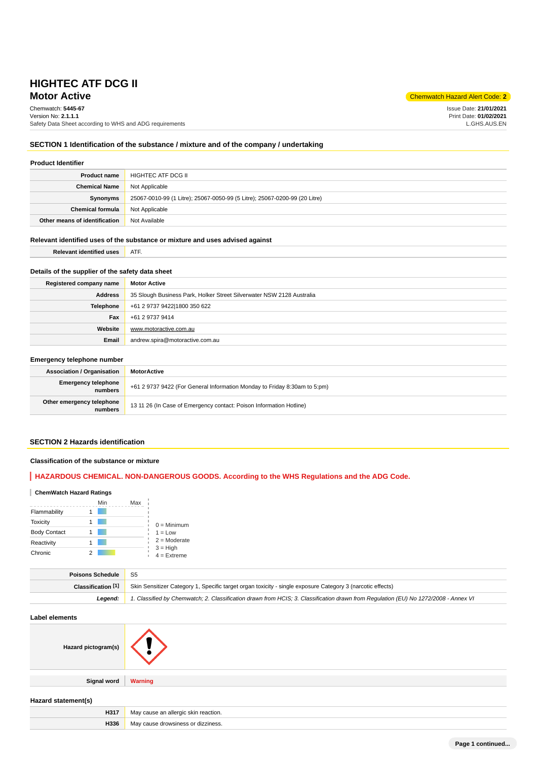# HIGHTEC ATF DCG II

## Motor Active

Chemwatch Hazard Alert Code: **2**

Chemwatch: **5445-67**
Version No: **2.1.1.1**
Safety Data Sheet according to WHS and ADG requirements

Issue Date: **21/01/2021**
Print Date: **01/02/2021**
L.GHS.AUS.EN

## SECTION 1 Identification of the substance / mixture and of the company / undertaking

### Product Identifier

| | |
|---|---|
| **Product name** | HIGHTEC ATF DCG II |
| **Chemical Name** | Not Applicable |
| **Synonyms** | 25067-0010-99 (1 Litre); 25067-0050-99 (5 Litre); 25067-0200-99 (20 Litre) |
| **Chemical formula** | Not Applicable |
| **Other means of identification** | Not Available |

### Relevant identified uses of the substance or mixture and uses advised against

| | |
|---|---|
| **Relevant identified uses** | ATF. |

### Details of the supplier of the safety data sheet

| | |
|---|---|
| **Registered company name** | **Motor Active** |
| **Address** | 35 Slough Business Park, Holker Street Silverwater NSW 2128 Australia |
| **Telephone** | +61 2 9737 9422\|1800 350 622 |
| **Fax** | +61 2 9737 9414 |
| **Website** | www.motoractive.com.au |
| **Email** | andrew.spira@motoractive.com.au |

### Emergency telephone number

| | |
|---|---|
| **Association / Organisation** | **MotorActive** |
| **Emergency telephone numbers** | +61 2 9737 9422 (For General Information Monday to Friday 8:30am to 5:pm) |
| **Other emergency telephone numbers** | 13 11 26 (In Case of Emergency contact: Poison Information Hotline) |

## SECTION 2 Hazards identification

### Classification of the substance or mixture

**HAZARDOUS CHEMICAL. NON-DANGEROUS GOODS. According to the WHS Regulations and the ADG Code.**

**ChemWatch Hazard Ratings**

| | Rating |
|---|---|
| Flammability | 1 |
| Toxicity | 1 |
| Body Contact | 1 |
| Reactivity | 1 |
| Chronic | 2 |

0 = Minimum
1 = Low
2 = Moderate
3 = High
4 = Extreme

| | |
|---|---|
| **Poisons Schedule** | S5 |
| **Classification [1]** | Skin Sensitizer Category 1, Specific target organ toxicity - single exposure Category 3 (narcotic effects) |
| ***Legend:*** | *1. Classified by Chemwatch; 2. Classification drawn from HCIS; 3. Classification drawn from Regulation (EU) No 1272/2008 - Annex VI* |

### Label elements

| | |
|---|---|
| **Hazard pictogram(s)** | (exclamation mark pictogram) |
| **Signal word** | **Warning** |

### Hazard statement(s)

| | |
|---|---|
| **H317** | May cause an allergic skin reaction. |
| **H336** | May cause drowsiness or dizziness. |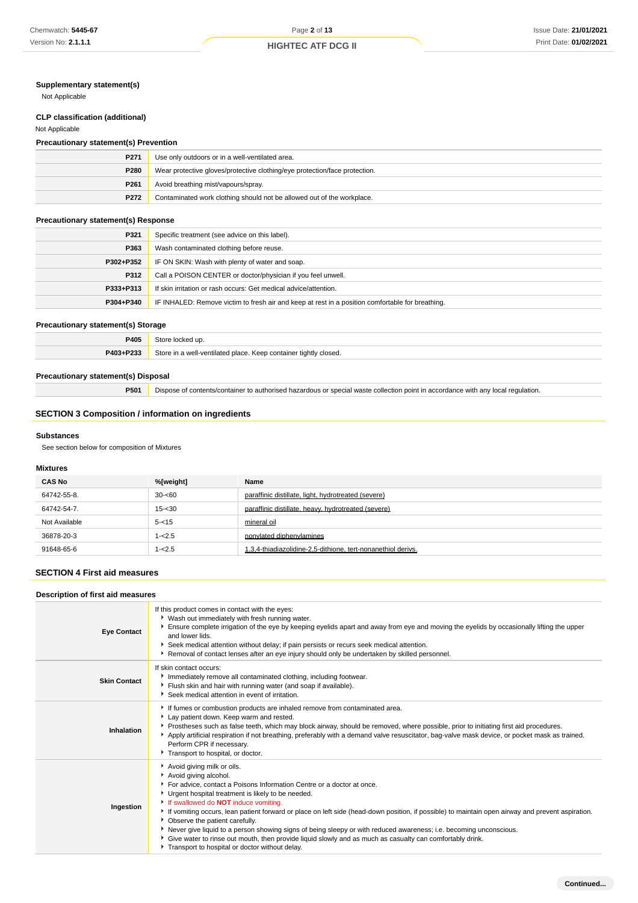### Supplementary statement(s)

Not Applicable

### CLP classification (additional)

Not Applicable

### Precautionary statement(s) Prevention

| | |
|---|---|
| **P271** | Use only outdoors or in a well-ventilated area. |
| **P280** | Wear protective gloves/protective clothing/eye protection/face protection. |
| **P261** | Avoid breathing mist/vapours/spray. |
| **P272** | Contaminated work clothing should not be allowed out of the workplace. |

### Precautionary statement(s) Response

| | |
|---|---|
| **P321** | Specific treatment (see advice on this label). |
| **P363** | Wash contaminated clothing before reuse. |
| **P302+P352** | IF ON SKIN: Wash with plenty of water and soap. |
| **P312** | Call a POISON CENTER or doctor/physician if you feel unwell. |
| **P333+P313** | If skin irritation or rash occurs: Get medical advice/attention. |
| **P304+P340** | IF INHALED: Remove victim to fresh air and keep at rest in a position comfortable for breathing. |

### Precautionary statement(s) Storage

| | |
|---|---|
| **P405** | Store locked up. |
| **P403+P233** | Store in a well-ventilated place. Keep container tightly closed. |

### Precautionary statement(s) Disposal

| | |
|---|---|
| **P501** | Dispose of contents/container to authorised hazardous or special waste collection point in accordance with any local regulation. |

## SECTION 3 Composition / information on ingredients

### Substances

See section below for composition of Mixtures

### Mixtures

| CAS No | %[weight] | Name |
|---|---|---|
| 64742-55-8. | 30-<60 | paraffinic distillate, light, hydrotreated (severe) |
| 64742-54-7. | 15-<30 | paraffinic distillate, heavy, hydrotreated (severe) |
| Not Available | 5-<15 | mineral oil |
| 36878-20-3 | 1-<2.5 | nonylated diphenylamines |
| 91648-65-6 | 1-<2.5 | 1,3,4-thiadiazolidine-2,5-dithione, tert-nonanethiol derivs. |

## SECTION 4 First aid measures

### Description of first aid measures

| | |
|---|---|
| **Eye Contact** | If this product comes in contact with the eyes:<br>- Wash out immediately with fresh running water.<br>- Ensure complete irrigation of the eye by keeping eyelids apart and away from eye and moving the eyelids by occasionally lifting the upper and lower lids.<br>- Seek medical attention without delay; if pain persists or recurs seek medical attention.<br>- Removal of contact lenses after an eye injury should only be undertaken by skilled personnel. |
| **Skin Contact** | If skin contact occurs:<br>- Immediately remove all contaminated clothing, including footwear.<br>- Flush skin and hair with running water (and soap if available).<br>- Seek medical attention in event of irritation. |
| **Inhalation** | - If fumes or combustion products are inhaled remove from contaminated area.<br>- Lay patient down. Keep warm and rested.<br>- Prostheses such as false teeth, which may block airway, should be removed, where possible, prior to initiating first aid procedures.<br>- Apply artificial respiration if not breathing, preferably with a demand valve resuscitator, bag-valve mask device, or pocket mask as trained. Perform CPR if necessary.<br>- Transport to hospital, or doctor. |
| **Ingestion** | - Avoid giving milk or oils.<br>- Avoid giving alcohol.<br>- For advice, contact a Poisons Information Centre or a doctor at once.<br>- Urgent hospital treatment is likely to be needed.<br>- If swallowed do **NOT** induce vomiting.<br>- If vomiting occurs, lean patient forward or place on left side (head-down position, if possible) to maintain open airway and prevent aspiration.<br>- Observe the patient carefully.<br>- Never give liquid to a person showing signs of being sleepy or with reduced awareness; i.e. becoming unconscious.<br>- Give water to rinse out mouth, then provide liquid slowly and as much as casualty can comfortably drink.<br>- Transport to hospital or doctor without delay. |

Continued...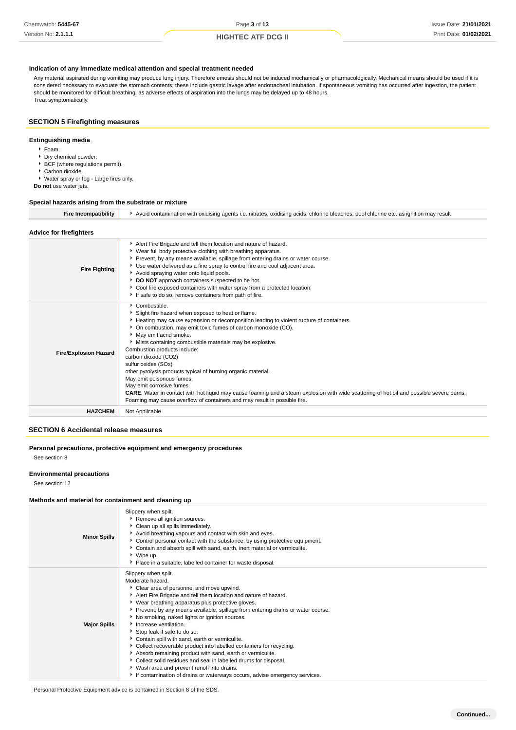### Indication of any immediate medical attention and special treatment needed

Any material aspirated during vomiting may produce lung injury. Therefore emesis should not be induced mechanically or pharmacologically. Mechanical means should be used if it is considered necessary to evacuate the stomach contents; these include gastric lavage after endotracheal intubation. If spontaneous vomiting has occurred after ingestion, the patient should be monitored for difficult breathing, as adverse effects of aspiration into the lungs may be delayed up to 48 hours.
Treat symptomatically.

## SECTION 5 Firefighting measures

### Extinguishing media

- Foam.
- Dry chemical powder.
- BCF (where regulations permit).
- Carbon dioxide.
- Water spray or fog - Large fires only.

**Do not** use water jets.

### Special hazards arising from the substrate or mixture

| | |
|---|---|
| **Fire Incompatibility** | Avoid contamination with oxidising agents i.e. nitrates, oxidising acids, chlorine bleaches, pool chlorine etc. as ignition may result |

### Advice for firefighters

| | |
|---|---|
| **Fire Fighting** | • Alert Fire Brigade and tell them location and nature of hazard.<br>• Wear full body protective clothing with breathing apparatus.<br>• Prevent, by any means available, spillage from entering drains or water course.<br>• Use water delivered as a fine spray to control fire and cool adjacent area.<br>• Avoid spraying water onto liquid pools.<br>• **DO NOT** approach containers suspected to be hot.<br>• Cool fire exposed containers with water spray from a protected location.<br>• If safe to do so, remove containers from path of fire. |
| **Fire/Explosion Hazard** | • Combustible.<br>• Slight fire hazard when exposed to heat or flame.<br>• Heating may cause expansion or decomposition leading to violent rupture of containers.<br>• On combustion, may emit toxic fumes of carbon monoxide (CO).<br>• May emit acrid smoke.<br>• Mists containing combustible materials may be explosive.<br>Combustion products include:<br>carbon dioxide ($CO_2$)<br>sulfur oxides (SOx)<br>other pyrolysis products typical of burning organic material.<br>May emit poisonous fumes.<br>May emit corrosive fumes.<br>**CARE**: Water in contact with hot liquid may cause foaming and a steam explosion with wide scattering of hot oil and possible severe burns. Foaming may cause overflow of containers and may result in possible fire. |
| **HAZCHEM** | Not Applicable |

## SECTION 6 Accidental release measures

### Personal precautions, protective equipment and emergency procedures

See section 8

### Environmental precautions

See section 12

### Methods and material for containment and cleaning up

| | |
|---|---|
| **Minor Spills** | Slippery when spilt.<br>• Remove all ignition sources.<br>• Clean up all spills immediately.<br>• Avoid breathing vapours and contact with skin and eyes.<br>• Control personal contact with the substance, by using protective equipment.<br>• Contain and absorb spill with sand, earth, inert material or vermiculite.<br>• Wipe up.<br>• Place in a suitable, labelled container for waste disposal. |
| **Major Spills** | Slippery when spilt.<br>Moderate hazard.<br>• Clear area of personnel and move upwind.<br>• Alert Fire Brigade and tell them location and nature of hazard.<br>• Wear breathing apparatus plus protective gloves.<br>• Prevent, by any means available, spillage from entering drains or water course.<br>• No smoking, naked lights or ignition sources.<br>• Increase ventilation.<br>• Stop leak if safe to do so.<br>• Contain spill with sand, earth or vermiculite.<br>• Collect recoverable product into labelled containers for recycling.<br>• Absorb remaining product with sand, earth or vermiculite.<br>• Collect solid residues and seal in labelled drums for disposal.<br>• Wash area and prevent runoff into drains.<br>• If contamination of drains or waterways occurs, advise emergency services. |

Personal Protective Equipment advice is contained in Section 8 of the SDS.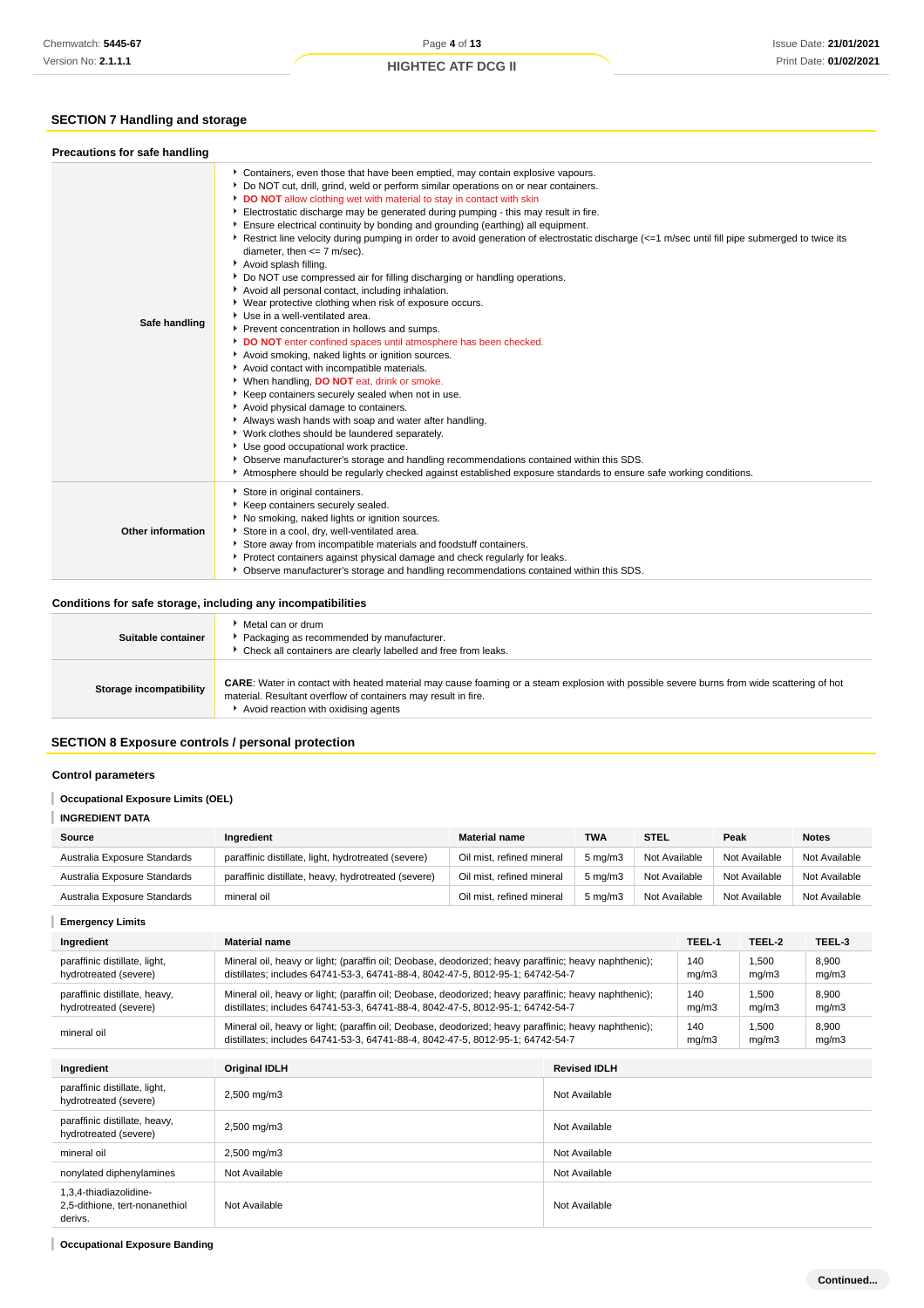## SECTION 7 Handling and storage

### Precautions for safe handling

| | |
|---|---|
| **Safe handling** | - Containers, even those that have been emptied, may contain explosive vapours.<br>- Do NOT cut, drill, grind, weld or perform similar operations on or near containers.<br>- **DO NOT** allow clothing wet with material to stay in contact with skin<br>- Electrostatic discharge may be generated during pumping - this may result in fire.<br>- Ensure electrical continuity by bonding and grounding (earthing) all equipment.<br>- Restrict line velocity during pumping in order to avoid generation of electrostatic discharge (<=1 m/sec until fill pipe submerged to twice its diameter, then <= 7 m/sec).<br>- Avoid splash filling.<br>- Do NOT use compressed air for filling discharging or handling operations.<br>- Avoid all personal contact, including inhalation.<br>- Wear protective clothing when risk of exposure occurs.<br>- Use in a well-ventilated area.<br>- Prevent concentration in hollows and sumps.<br>- **DO NOT** enter confined spaces until atmosphere has been checked.<br>- Avoid smoking, naked lights or ignition sources.<br>- Avoid contact with incompatible materials.<br>- When handling, **DO NOT** eat, drink or smoke.<br>- Keep containers securely sealed when not in use.<br>- Avoid physical damage to containers.<br>- Always wash hands with soap and water after handling.<br>- Work clothes should be laundered separately.<br>- Use good occupational work practice.<br>- Observe manufacturer's storage and handling recommendations contained within this SDS.<br>- Atmosphere should be regularly checked against established exposure standards to ensure safe working conditions. |
| **Other information** | - Store in original containers.<br>- Keep containers securely sealed.<br>- No smoking, naked lights or ignition sources.<br>- Store in a cool, dry, well-ventilated area.<br>- Store away from incompatible materials and foodstuff containers.<br>- Protect containers against physical damage and check regularly for leaks.<br>- Observe manufacturer's storage and handling recommendations contained within this SDS. |

### Conditions for safe storage, including any incompatibilities

| | |
|---|---|
| **Suitable container** | - Metal can or drum<br>- Packaging as recommended by manufacturer.<br>- Check all containers are clearly labelled and free from leaks. |
| **Storage incompatibility** | **CARE**: Water in contact with heated material may cause foaming or a steam explosion with possible severe burns from wide scattering of hot material. Resultant overflow of containers may result in fire.<br>- Avoid reaction with oxidising agents |

## SECTION 8 Exposure controls / personal protection

### Control parameters

**Occupational Exposure Limits (OEL)**

**INGREDIENT DATA**

| Source | Ingredient | Material name | TWA | STEL | Peak | Notes |
|---|---|---|---|---|---|---|
| Australia Exposure Standards | paraffinic distillate, light, hydrotreated (severe) | Oil mist, refined mineral | 5 mg/m3 | Not Available | Not Available | Not Available |
| Australia Exposure Standards | paraffinic distillate, heavy, hydrotreated (severe) | Oil mist, refined mineral | 5 mg/m3 | Not Available | Not Available | Not Available |
| Australia Exposure Standards | mineral oil | Oil mist, refined mineral | 5 mg/m3 | Not Available | Not Available | Not Available |

**Emergency Limits**

| Ingredient | Material name | TEEL-1 | TEEL-2 | TEEL-3 |
|---|---|---|---|---|
| paraffinic distillate, light, hydrotreated (severe) | Mineral oil, heavy or light; (paraffin oil; Deobase, deodorized; heavy paraffinic; heavy naphthenic); distillates; includes 64741-53-3, 64741-88-4, 8042-47-5, 8012-95-1; 64742-54-7 | 140 mg/m3 | 1,500 mg/m3 | 8,900 mg/m3 |
| paraffinic distillate, heavy, hydrotreated (severe) | Mineral oil, heavy or light; (paraffin oil; Deobase, deodorized; heavy paraffinic; heavy naphthenic); distillates; includes 64741-53-3, 64741-88-4, 8042-47-5, 8012-95-1; 64742-54-7 | 140 mg/m3 | 1,500 mg/m3 | 8,900 mg/m3 |
| mineral oil | Mineral oil, heavy or light; (paraffin oil; Deobase, deodorized; heavy paraffinic; heavy naphthenic); distillates; includes 64741-53-3, 64741-88-4, 8042-47-5, 8012-95-1; 64742-54-7 | 140 mg/m3 | 1,500 mg/m3 | 8,900 mg/m3 |

| Ingredient | Original IDLH | Revised IDLH |
|---|---|---|
| paraffinic distillate, light, hydrotreated (severe) | 2,500 mg/m3 | Not Available |
| paraffinic distillate, heavy, hydrotreated (severe) | 2,500 mg/m3 | Not Available |
| mineral oil | 2,500 mg/m3 | Not Available |
| nonylated diphenylamines | Not Available | Not Available |
| 1,3,4-thiadiazolidine-2,5-dithione, tert-nonanethiol derivs. | Not Available | Not Available |

**Occupational Exposure Banding**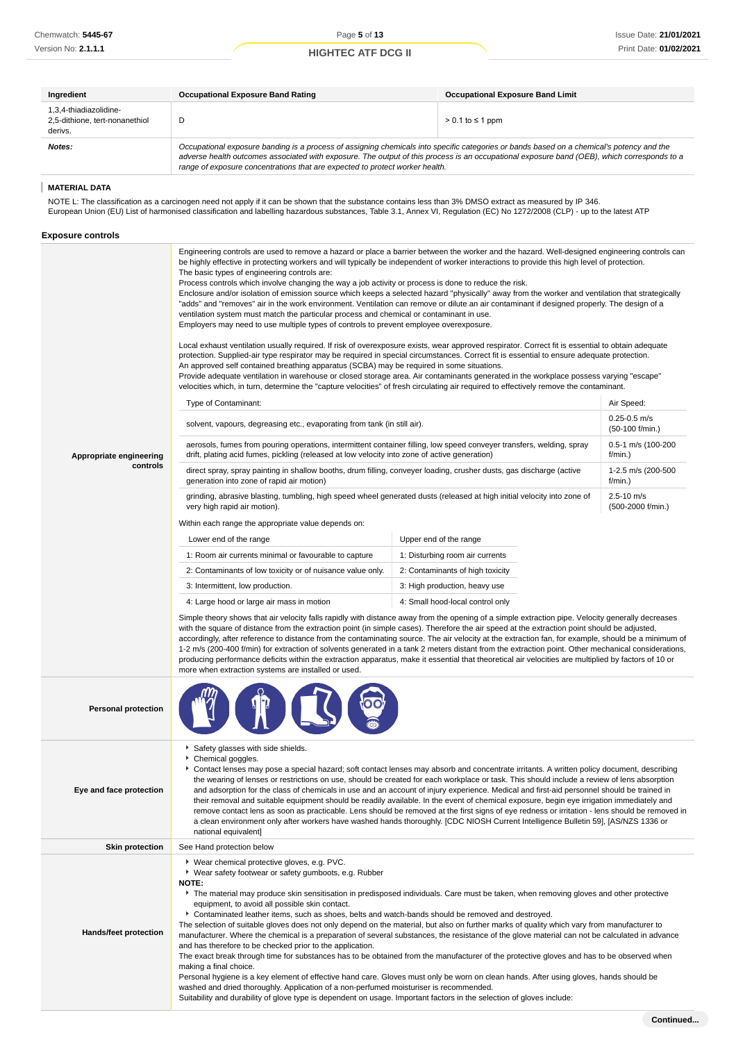| Ingredient | Occupational Exposure Band Rating | Occupational Exposure Band Limit |
|---|---|---|
| 1,3,4-thiadiazolidine-2,5-dithione, tert-nonanethiol derivs. | D | > 0.1 to ≤ 1 ppm |
| ***Notes:*** | *Occupational exposure banding is a process of assigning chemicals into specific categories or bands based on a chemical's potency and the adverse health outcomes associated with exposure. The output of this process is an occupational exposure band (OEB), which corresponds to a range of exposure concentrations that are expected to protect worker health.* | |

### MATERIAL DATA

NOTE L: The classification as a carcinogen need not apply if it can be shown that the substance contains less than 3% DMSO extract as measured by IP 346.
European Union (EU) List of harmonised classification and labelling hazardous substances, Table 3.1, Annex VI, Regulation (EC) No 1272/2008 (CLP) - up to the latest ATP

## Exposure controls

**Appropriate engineering controls**

Engineering controls are used to remove a hazard or place a barrier between the worker and the hazard. Well-designed engineering controls can be highly effective in protecting workers and will typically be independent of worker interactions to provide this high level of protection.
The basic types of engineering controls are:
Process controls which involve changing the way a job activity or process is done to reduce the risk.
Enclosure and/or isolation of emission source which keeps a selected hazard "physically" away from the worker and ventilation that strategically "adds" and "removes" air in the work environment. Ventilation can remove or dilute an air contaminant if designed properly. The design of a ventilation system must match the particular process and chemical or contaminant in use.
Employers may need to use multiple types of controls to prevent employee overexposure.

Local exhaust ventilation usually required. If risk of overexposure exists, wear approved respirator. Correct fit is essential to obtain adequate protection. Supplied-air type respirator may be required in special circumstances. Correct fit is essential to ensure adequate protection.
An approved self contained breathing apparatus (SCBA) may be required in some situations.
Provide adequate ventilation in warehouse or closed storage area. Air contaminants generated in the workplace possess varying "escape" velocities which, in turn, determine the "capture velocities" of fresh circulating air required to effectively remove the contaminant.

| Type of Contaminant: | Air Speed: |
|---|---|
| solvent, vapours, degreasing etc., evaporating from tank (in still air). | 0.25-0.5 m/s (50-100 f/min.) |
| aerosols, fumes from pouring operations, intermittent container filling, low speed conveyer transfers, welding, spray drift, plating acid fumes, pickling (released at low velocity into zone of active generation) | 0.5-1 m/s (100-200 f/min.) |
| direct spray, spray painting in shallow booths, drum filling, conveyer loading, crusher dusts, gas discharge (active generation into zone of rapid air motion) | 1-2.5 m/s (200-500 f/min.) |
| grinding, abrasive blasting, tumbling, high speed wheel generated dusts (released at high initial velocity into zone of very high rapid air motion). | 2.5-10 m/s (500-2000 f/min.) |

Within each range the appropriate value depends on:

| Lower end of the range | Upper end of the range |
|---|---|
| 1: Room air currents minimal or favourable to capture | 1: Disturbing room air currents |
| 2: Contaminants of low toxicity or of nuisance value only. | 2: Contaminants of high toxicity |
| 3: Intermittent, low production. | 3: High production, heavy use |
| 4: Large hood or large air mass in motion | 4: Small hood-local control only |

Simple theory shows that air velocity falls rapidly with distance away from the opening of a simple extraction pipe. Velocity generally decreases with the square of distance from the extraction point (in simple cases). Therefore the air speed at the extraction point should be adjusted, accordingly, after reference to distance from the contaminating source. The air velocity at the extraction fan, for example, should be a minimum of 1-2 m/s (200-400 f/min) for extraction of solvents generated in a tank 2 meters distant from the extraction point. Other mechanical considerations, producing performance deficits within the extraction apparatus, make it essential that theoretical air velocities are multiplied by factors of 10 or more when extraction systems are installed or used.

**Personal protection**

**Eye and face protection**

- Safety glasses with side shields.
- Chemical goggles.
- Contact lenses may pose a special hazard; soft contact lenses may absorb and concentrate irritants. A written policy document, describing the wearing of lenses or restrictions on use, should be created for each workplace or task. This should include a review of lens absorption and adsorption for the class of chemicals in use and an account of injury experience. Medical and first-aid personnel should be trained in their removal and suitable equipment should be readily available. In the event of chemical exposure, begin eye irrigation immediately and remove contact lens as soon as practicable. Lens should be removed at the first signs of eye redness or irritation - lens should be removed in a clean environment only after workers have washed hands thoroughly. [CDC NIOSH Current Intelligence Bulletin 59], [AS/NZS 1336 or national equivalent]

**Skin protection**

See Hand protection below

**Hands/feet protection**

- Wear chemical protective gloves, e.g. PVC.
- Wear safety footwear or safety gumboots, e.g. Rubber

**NOTE:**

- The material may produce skin sensitisation in predisposed individuals. Care must be taken, when removing gloves and other protective equipment, to avoid all possible skin contact.
- Contaminated leather items, such as shoes, belts and watch-bands should be removed and destroyed.

The selection of suitable gloves does not only depend on the material, but also on further marks of quality which vary from manufacturer to manufacturer. Where the chemical is a preparation of several substances, the resistance of the glove material can not be calculated in advance and has therefore to be checked prior to the application.
The exact break through time for substances has to be obtained from the manufacturer of the protective gloves and has to be observed when making a final choice.
Personal hygiene is a key element of effective hand care. Gloves must only be worn on clean hands. After using gloves, hands should be washed and dried thoroughly. Application of a non-perfumed moisturiser is recommended.
Suitability and durability of glove type is dependent on usage. Important factors in the selection of gloves include: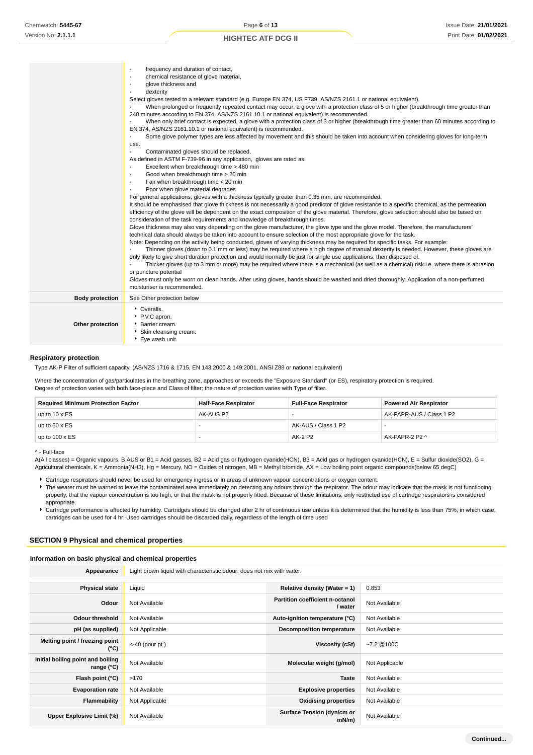| | |
|---|---|
| | · frequency and duration of contact,<br>· chemical resistance of glove material,<br>· glove thickness and<br>· dexterity<br>Select gloves tested to a relevant standard (e.g. Europe EN 374, US F739, AS/NZS 2161.1 or national equivalent).<br>· When prolonged or frequently repeated contact may occur, a glove with a protection class of 5 or higher (breakthrough time greater than 240 minutes according to EN 374, AS/NZS 2161.10.1 or national equivalent) is recommended.<br>· When only brief contact is expected, a glove with a protection class of 3 or higher (breakthrough time greater than 60 minutes according to EN 374, AS/NZS 2161.10.1 or national equivalent) is recommended.<br>· Some glove polymer types are less affected by movement and this should be taken into account when considering gloves for long-term use.<br>· Contaminated gloves should be replaced.<br>As defined in ASTM F-739-96 in any application, gloves are rated as:<br>· Excellent when breakthrough time > 480 min<br>· Good when breakthrough time > 20 min<br>· Fair when breakthrough time < 20 min<br>· Poor when glove material degrades<br>For general applications, gloves with a thickness typically greater than 0.35 mm, are recommended.<br>It should be emphasised that glove thickness is not necessarily a good predictor of glove resistance to a specific chemical, as the permeation efficiency of the glove will be dependent on the exact composition of the glove material. Therefore, glove selection should also be based on consideration of the task requirements and knowledge of breakthrough times.<br>Glove thickness may also vary depending on the glove manufacturer, the glove type and the glove model. Therefore, the manufacturers' technical data should always be taken into account to ensure selection of the most appropriate glove for the task.<br>Note: Depending on the activity being conducted, gloves of varying thickness may be required for specific tasks. For example:<br>· Thinner gloves (down to 0.1 mm or less) may be required where a high degree of manual dexterity is needed. However, these gloves are only likely to give short duration protection and would normally be just for single use applications, then disposed of.<br>· Thicker gloves (up to 3 mm or more) may be required where there is a mechanical (as well as a chemical) risk i.e. where there is abrasion or puncture potential<br>Gloves must only be worn on clean hands. After using gloves, hands should be washed and dried thoroughly. Application of a non-perfumed moisturiser is recommended. |
| **Body protection** | See Other protection below |
| **Other protection** | ‣ Overalls.<br>‣ P.V.C apron.<br>‣ Barrier cream.<br>‣ Skin cleansing cream.<br>‣ Eye wash unit. |

### Respiratory protection

Type AK-P Filter of sufficient capacity. (AS/NZS 1716 & 1715, EN 143:2000 & 149:2001, ANSI Z88 or national equivalent)

Where the concentration of gas/particulates in the breathing zone, approaches or exceeds the "Exposure Standard" (or ES), respiratory protection is required.
Degree of protection varies with both face-piece and Class of filter; the nature of protection varies with Type of filter.

| Required Minimum Protection Factor | Half-Face Respirator | Full-Face Respirator | Powered Air Respirator |
|---|---|---|---|
| up to 10 x ES | AK-AUS P2 | - | AK-PAPR-AUS / Class 1 P2 |
| up to 50 x ES | - | AK-AUS / Class 1 P2 | - |
| up to 100 x ES | - | AK-2 P2 | AK-PAPR-2 P2 ^ |

^ - Full-face
A(All classes) = Organic vapours, B AUS or B1 = Acid gasses, B2 = Acid gas or hydrogen cyanide(HCN), B3 = Acid gas or hydrogen cyanide(HCN), E = Sulfur dioxide(SO2), G = Agricultural chemicals, K = Ammonia(NH3), Hg = Mercury, NO = Oxides of nitrogen, MB = Methyl bromide, AX = Low boiling point organic compounds(below 65 degC)

- Cartridge respirators should never be used for emergency ingress or in areas of unknown vapour concentrations or oxygen content.
- The wearer must be warned to leave the contaminated area immediately on detecting any odours through the respirator. The odour may indicate that the mask is not functioning properly, that the vapour concentration is too high, or that the mask is not properly fitted. Because of these limitations, only restricted use of cartridge respirators is considered appropriate.
- Cartridge performance is affected by humidity. Cartridges should be changed after 2 hr of continuous use unless it is determined that the humidity is less than 75%, in which case, cartridges can be used for 4 hr. Used cartridges should be discarded daily, regardless of the length of time used

## SECTION 9 Physical and chemical properties

### Information on basic physical and chemical properties

| | | | |
|---|---|---|---|
| **Appearance** | Light brown liquid with characteristic odour; does not mix with water. | | |
| **Physical state** | Liquid | **Relative density (Water = 1)** | 0.853 |
| **Odour** | Not Available | **Partition coefficient n-octanol / water** | Not Available |
| **Odour threshold** | Not Available | **Auto-ignition temperature (°C)** | Not Available |
| **pH (as supplied)** | Not Applicable | **Decomposition temperature** | Not Available |
| **Melting point / freezing point (°C)** | <-40 (pour pt.) | **Viscosity (cSt)** | ~7.2 @100C |
| **Initial boiling point and boiling range (°C)** | Not Available | **Molecular weight (g/mol)** | Not Applicable |
| **Flash point (°C)** | >170 | **Taste** | Not Available |
| **Evaporation rate** | Not Available | **Explosive properties** | Not Available |
| **Flammability** | Not Applicable | **Oxidising properties** | Not Available |
| **Upper Explosive Limit (%)** | Not Available | **Surface Tension (dyn/cm or mN/m)** | Not Available |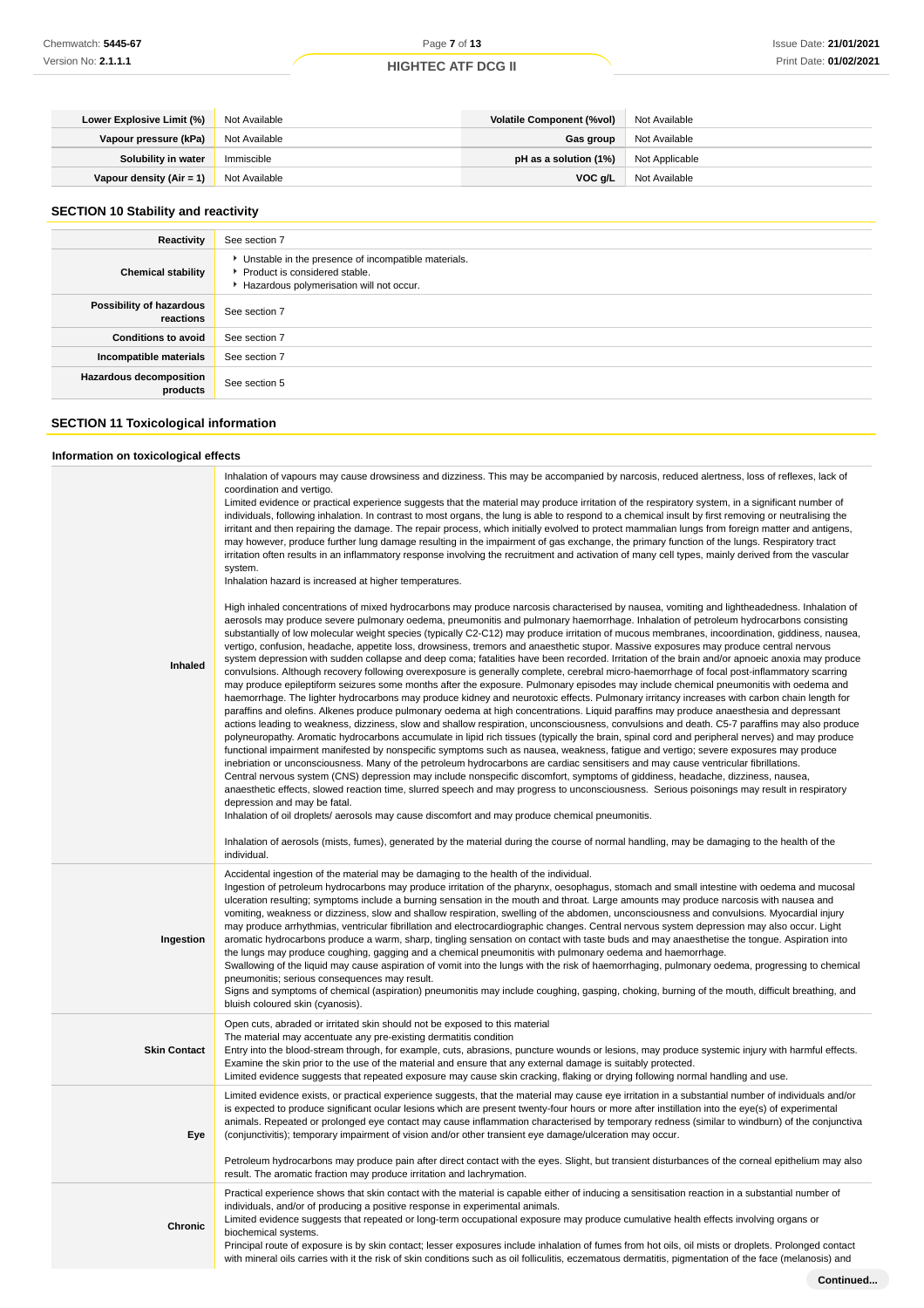| Lower Explosive Limit (%) | Not Available | Volatile Component (%vol) | Not Available |
|---|---|---|---|
| Vapour pressure (kPa) | Not Available | Gas group | Not Available |
| Solubility in water | Immiscible | pH as a solution (1%) | Not Applicable |
| Vapour density (Air = 1) | Not Available | VOC g/L | Not Available |

## SECTION 10 Stability and reactivity

| Reactivity | See section 7 |
|---|---|
| Chemical stability | ▸ Unstable in the presence of incompatible materials.<br>▸ Product is considered stable.<br>▸ Hazardous polymerisation will not occur. |
| Possibility of hazardous reactions | See section 7 |
| Conditions to avoid | See section 7 |
| Incompatible materials | See section 7 |
| Hazardous decomposition products | See section 5 |

## SECTION 11 Toxicological information

### Information on toxicological effects

| | |
|---|---|
| Inhaled | Inhalation of vapours may cause drowsiness and dizziness. This may be accompanied by narcosis, reduced alertness, loss of reflexes, lack of coordination and vertigo.<br>Limited evidence or practical experience suggests that the material may produce irritation of the respiratory system, in a significant number of individuals, following inhalation. In contrast to most organs, the lung is able to respond to a chemical insult by first removing or neutralising the irritant and then repairing the damage. The repair process, which initially evolved to protect mammalian lungs from foreign matter and antigens, may however, produce further lung damage resulting in the impairment of gas exchange, the primary function of the lungs. Respiratory tract irritation often results in an inflammatory response involving the recruitment and activation of many cell types, mainly derived from the vascular system.<br>Inhalation hazard is increased at higher temperatures.<br><br>High inhaled concentrations of mixed hydrocarbons may produce narcosis characterised by nausea, vomiting and lightheadedness. Inhalation of aerosols may produce severe pulmonary oedema, pneumonitis and pulmonary haemorrhage. Inhalation of petroleum hydrocarbons consisting substantially of low molecular weight species (typically C2-C12) may produce irritation of mucous membranes, incoordination, giddiness, nausea, vertigo, confusion, headache, appetite loss, drowsiness, tremors and anaesthetic stupor. Massive exposures may produce central nervous system depression with sudden collapse and deep coma; fatalities have been recorded. Irritation of the brain and/or apnoeic anoxia may produce convulsions. Although recovery following overexposure is generally complete, cerebral micro-haemorrhage of focal post-inflammatory scarring may produce epileptiform seizures some months after the exposure. Pulmonary episodes may include chemical pneumonitis with oedema and haemorrhage. The lighter hydrocarbons may produce kidney and neurotoxic effects. Pulmonary irritancy increases with carbon chain length for paraffins and olefins. Alkenes produce pulmonary oedema at high concentrations. Liquid paraffins may produce anaesthesia and depressant actions leading to weakness, dizziness, slow and shallow respiration, unconsciousness, convulsions and death. C5-7 paraffins may also produce polyneuropathy. Aromatic hydrocarbons accumulate in lipid rich tissues (typically the brain, spinal cord and peripheral nerves) and may produce functional impairment manifested by nonspecific symptoms such as nausea, weakness, fatigue and vertigo; severe exposures may produce inebriation or unconsciousness. Many of the petroleum hydrocarbons are cardiac sensitisers and may cause ventricular fibrillations.<br>Central nervous system (CNS) depression may include nonspecific discomfort, symptoms of giddiness, headache, dizziness, nausea, anaesthetic effects, slowed reaction time, slurred speech and may progress to unconsciousness. Serious poisonings may result in respiratory depression and may be fatal.<br>Inhalation of oil droplets/ aerosols may cause discomfort and may produce chemical pneumonitis.<br><br>Inhalation of aerosols (mists, fumes), generated by the material during the course of normal handling, may be damaging to the health of the individual. |
| Ingestion | Accidental ingestion of the material may be damaging to the health of the individual.<br>Ingestion of petroleum hydrocarbons may produce irritation of the pharynx, oesophagus, stomach and small intestine with oedema and mucosal ulceration resulting; symptoms include a burning sensation in the mouth and throat. Large amounts may produce narcosis with nausea and vomiting, weakness or dizziness, slow and shallow respiration, swelling of the abdomen, unconsciousness and convulsions. Myocardial injury may produce arrhythmias, ventricular fibrillation and electrocardiographic changes. Central nervous system depression may also occur. Light aromatic hydrocarbons produce a warm, sharp, tingling sensation on contact with taste buds and may anaesthetise the tongue. Aspiration into the lungs may produce coughing, gagging and a chemical pneumonitis with pulmonary oedema and haemorrhage.<br>Swallowing of the liquid may cause aspiration of vomit into the lungs with the risk of haemorrhaging, pulmonary oedema, progressing to chemical pneumonitis; serious consequences may result.<br>Signs and symptoms of chemical (aspiration) pneumonitis may include coughing, gasping, choking, burning of the mouth, difficult breathing, and bluish coloured skin (cyanosis). |
| Skin Contact | Open cuts, abraded or irritated skin should not be exposed to this material<br>The material may accentuate any pre-existing dermatitis condition<br>Entry into the blood-stream through, for example, cuts, abrasions, puncture wounds or lesions, may produce systemic injury with harmful effects. Examine the skin prior to the use of the material and ensure that any external damage is suitably protected.<br>Limited evidence suggests that repeated exposure may cause skin cracking, flaking or drying following normal handling and use. |
| Eye | Limited evidence exists, or practical experience suggests, that the material may cause eye irritation in a substantial number of individuals and/or is expected to produce significant ocular lesions which are present twenty-four hours or more after instillation into the eye(s) of experimental animals. Repeated or prolonged eye contact may cause inflammation characterised by temporary redness (similar to windburn) of the conjunctiva (conjunctivitis); temporary impairment of vision and/or other transient eye damage/ulceration may occur.<br><br>Petroleum hydrocarbons may produce pain after direct contact with the eyes. Slight, but transient disturbances of the corneal epithelium may also result. The aromatic fraction may produce irritation and lachrymation. |
| Chronic | Practical experience shows that skin contact with the material is capable either of inducing a sensitisation reaction in a substantial number of individuals, and/or of producing a positive response in experimental animals.<br>Limited evidence suggests that repeated or long-term occupational exposure may produce cumulative health effects involving organs or biochemical systems.<br>Principal route of exposure is by skin contact; lesser exposures include inhalation of fumes from hot oils, oil mists or droplets. Prolonged contact with mineral oils carries with it the risk of skin conditions such as oil folliculitis, eczematous dermatitis, pigmentation of the face (melanosis) and |

Continued...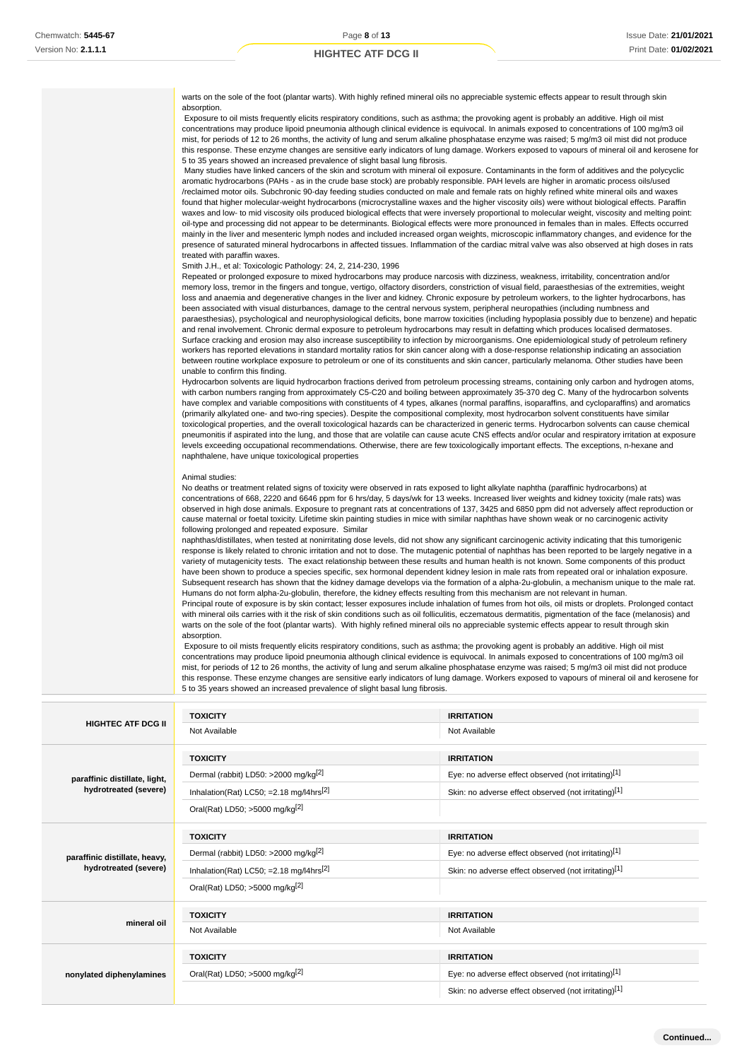warts on the sole of the foot (plantar warts). With highly refined mineral oils no appreciable systemic effects appear to result through skin absorption.

Exposure to oil mists frequently elicits respiratory conditions, such as asthma; the provoking agent is probably an additive. High oil mist concentrations may produce lipoid pneumonia although clinical evidence is equivocal. In animals exposed to concentrations of 100 mg/m3 oil mist, for periods of 12 to 26 months, the activity of lung and serum alkaline phosphatase enzyme was raised; 5 mg/m3 oil mist did not produce this response. These enzyme changes are sensitive early indicators of lung damage. Workers exposed to vapours of mineral oil and kerosene for 5 to 35 years showed an increased prevalence of slight basal lung fibrosis.

Many studies have linked cancers of the skin and scrotum with mineral oil exposure. Contaminants in the form of additives and the polycyclic aromatic hydrocarbons (PAHs - as in the crude base stock) are probably responsible. PAH levels are higher in aromatic process oils/used /reclaimed motor oils. Subchronic 90-day feeding studies conducted on male and female rats on highly refined white mineral oils and waxes found that higher molecular-weight hydrocarbons (microcrystalline waxes and the higher viscosity oils) were without biological effects. Paraffin waxes and low- to mid viscosity oils produced biological effects that were inversely proportional to molecular weight, viscosity and melting point: oil-type and processing did not appear to be determinants. Biological effects were more pronounced in females than in males. Effects occurred mainly in the liver and mesenteric lymph nodes and included increased organ weights, microscopic inflammatory changes, and evidence for the presence of saturated mineral hydrocarbons in affected tissues. Inflammation of the cardiac mitral valve was also observed at high doses in rats treated with paraffin waxes.

Smith J.H., et al: Toxicologic Pathology: 24, 2, 214-230, 1996

Repeated or prolonged exposure to mixed hydrocarbons may produce narcosis with dizziness, weakness, irritability, concentration and/or memory loss, tremor in the fingers and tongue, vertigo, olfactory disorders, constriction of visual field, paraesthesias of the extremities, weight loss and anaemia and degenerative changes in the liver and kidney. Chronic exposure by petroleum workers, to the lighter hydrocarbons, has been associated with visual disturbances, damage to the central nervous system, peripheral neuropathies (including numbness and paraesthesias), psychological and neurophysiological deficits, bone marrow toxicities (including hypoplasia possibly due to benzene) and hepatic and renal involvement. Chronic dermal exposure to petroleum hydrocarbons may result in defatting which produces localised dermatoses. Surface cracking and erosion may also increase susceptibility to infection by microorganisms. One epidemiological study of petroleum refinery workers has reported elevations in standard mortality ratios for skin cancer along with a dose-response relationship indicating an association between routine workplace exposure to petroleum or one of its constituents and skin cancer, particularly melanoma. Other studies have been unable to confirm this finding.

Hydrocarbon solvents are liquid hydrocarbon fractions derived from petroleum processing streams, containing only carbon and hydrogen atoms, with carbon numbers ranging from approximately C5-C20 and boiling between approximately 35-370 deg C. Many of the hydrocarbon solvents have complex and variable compositions with constituents of 4 types, alkanes (normal paraffins, isoparaffins, and cycloparaffins) and aromatics (primarily alkylated one- and two-ring species). Despite the compositional complexity, most hydrocarbon solvent constituents have similar toxicological properties, and the overall toxicological hazards can be characterized in generic terms. Hydrocarbon solvents can cause chemical pneumonitis if aspirated into the lung, and those that are volatile can cause acute CNS effects and/or ocular and respiratory irritation at exposure levels exceeding occupational recommendations. Otherwise, there are few toxicologically important effects. The exceptions, n-hexane and naphthalene, have unique toxicological properties

Animal studies:

No deaths or treatment related signs of toxicity were observed in rats exposed to light alkylate naphtha (paraffinic hydrocarbons) at concentrations of 668, 2220 and 6646 ppm for 6 hrs/day, 5 days/wk for 13 weeks. Increased liver weights and kidney toxicity (male rats) was observed in high dose animals. Exposure to pregnant rats at concentrations of 137, 3425 and 6850 ppm did not adversely affect reproduction or cause maternal or foetal toxicity. Lifetime skin painting studies in mice with similar naphthas have shown weak or no carcinogenic activity following prolonged and repeated exposure. Similar naphthas/distillates, when tested at nonirritating dose levels, did not show any significant carcinogenic activity indicating that this tumorigenic response is likely related to chronic irritation and not to dose. The mutagenic potential of naphthas has been reported to be largely negative in a variety of mutagenicity tests. The exact relationship between these results and human health is not known. Some components of this product have been shown to produce a species specific, sex hormonal dependent kidney lesion in male rats from repeated oral or inhalation exposure. Subsequent research has shown that the kidney damage develops via the formation of a alpha-2u-globulin, a mechanism unique to the male rat. Humans do not form alpha-2u-globulin, therefore, the kidney effects resulting from this mechanism are not relevant in human.

Principal route of exposure is by skin contact; lesser exposures include inhalation of fumes from hot oils, oil mists or droplets. Prolonged contact with mineral oils carries with it the risk of skin conditions such as oil folliculitis, eczematous dermatitis, pigmentation of the face (melanosis) and warts on the sole of the foot (plantar warts). With highly refined mineral oils no appreciable systemic effects appear to result through skin absorption.

Exposure to oil mists frequently elicits respiratory conditions, such as asthma; the provoking agent is probably an additive. High oil mist concentrations may produce lipoid pneumonia although clinical evidence is equivocal. In animals exposed to concentrations of 100 mg/m3 oil mist, for periods of 12 to 26 months, the activity of lung and serum alkaline phosphatase enzyme was raised; 5 mg/m3 oil mist did not produce this response. These enzyme changes are sensitive early indicators of lung damage. Workers exposed to vapours of mineral oil and kerosene for 5 to 35 years showed an increased prevalence of slight basal lung fibrosis.

| | TOXICITY | IRRITATION |
|---|---|---|
| **HIGHTEC ATF DCG II** | Not Available | Not Available |
| **paraffinic distillate, light, hydrotreated (severe)** | **TOXICITY** | **IRRITATION** |
| | Dermal (rabbit) LD50: >2000 mg/kg[2] | Eye: no adverse effect observed (not irritating)[1] |
| | Inhalation(Rat) LC50; =2.18 mg/l4hrs[2] | Skin: no adverse effect observed (not irritating)[1] |
| | Oral(Rat) LD50; >5000 mg/kg[2] | |
| **paraffinic distillate, heavy, hydrotreated (severe)** | **TOXICITY** | **IRRITATION** |
| | Dermal (rabbit) LD50: >2000 mg/kg[2] | Eye: no adverse effect observed (not irritating)[1] |
| | Inhalation(Rat) LC50; =2.18 mg/l4hrs[2] | Skin: no adverse effect observed (not irritating)[1] |
| | Oral(Rat) LD50; >5000 mg/kg[2] | |
| **mineral oil** | **TOXICITY** | **IRRITATION** |
| | Not Available | Not Available |
| **nonylated diphenylamines** | **TOXICITY** | **IRRITATION** |
| | Oral(Rat) LD50; >5000 mg/kg[2] | Eye: no adverse effect observed (not irritating)[1] |
| | | Skin: no adverse effect observed (not irritating)[1] |

Continued...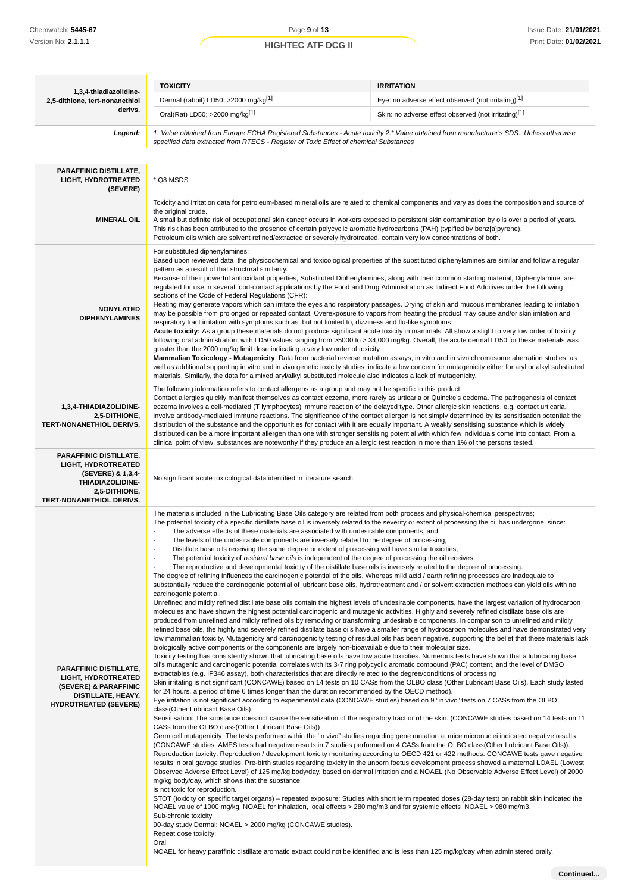| 1,3,4-thiadiazolidine-2,5-dithione, tert-nonanethiol derivs. | TOXICITY | IRRITATION |
|---|---|---|
| | Dermal (rabbit) LD50: >2000 mg/kg[1] | Eye: no adverse effect observed (not irritating)[1] |
| | Oral(Rat) LD50; >2000 mg/kg[1] | Skin: no adverse effect observed (not irritating)[1] |
| ***Legend:*** | *1. Value obtained from Europe ECHA Registered Substances - Acute toxicity 2.* Value obtained from manufacturer's SDS. Unless otherwise specified data extracted from RTECS - Register of Toxic Effect of chemical Substances* | |

| | |
|---|---|
| **PARAFFINIC DISTILLATE, LIGHT, HYDROTREATED (SEVERE)** | * Q8 MSDS |
| **MINERAL OIL** | Toxicity and Irritation data for petroleum-based mineral oils are related to chemical components and vary as does the composition and source of the original crude.<br>A small but definite risk of occupational skin cancer occurs in workers exposed to persistent skin contamination by oils over a period of years. This risk has been attributed to the presence of certain polycyclic aromatic hydrocarbons (PAH) (typified by benz[a]pyrene).<br>Petroleum oils which are solvent refined/extracted or severely hydrotreated, contain very low concentrations of both. |
| **NONYLATED DIPHENYLAMINES** | For substituted diphenylamines:<br>Based upon reviewed data the physicochemical and toxicological properties of the substituted diphenylamines are similar and follow a regular pattern as a result of that structural similarity.<br>Because of their powerful antioxidant properties, Substituted Diphenylamines, along with their common starting material, Diphenylamine, are regulated for use in several food-contact applications by the Food and Drug Administration as Indirect Food Additives under the following sections of the Code of Federal Regulations (CFR):<br>Heating may generate vapors which can irritate the eyes and respiratory passages. Drying of skin and mucous membranes leading to irritation may be possible from prolonged or repeated contact. Overexposure to vapors from heating the product may cause and/or skin irritation and respiratory tract irritation with symptoms such as, but not limited to, dizziness and flu-like symptoms<br>**Acute toxicity:** As a group these materials do not produce significant acute toxicity in mammals. All show a slight to very low order of toxicity following oral administration, with LD50 values ranging from >5000 to > 34,000 mg/kg. Overall, the acute dermal LD50 for these materials was greater than the 2000 mg/kg limit dose indicating a very low order of toxicity.<br>**Mammalian Toxicology - Mutagenicity**. Data from bacterial reverse mutation assays, in vitro and in vivo chromosome aberration studies, as well as additional supporting in vitro and in vivo genetic toxicity studies indicate a low concern for mutagenicity either for aryl or alkyl substituted materials. Similarly, the data for a mixed aryl/alkyl substituted molecule also indicates a lack of mutagenicity. |
| **1,3,4-THIADIAZOLIDINE-2,5-DITHIONE, TERT-NONANETHIOL DERIVS.** | The following information refers to contact allergens as a group and may not be specific to this product.<br>Contact allergies quickly manifest themselves as contact eczema, more rarely as urticaria or Quincke's oedema. The pathogenesis of contact eczema involves a cell-mediated (T lymphocytes) immune reaction of the delayed type. Other allergic skin reactions, e.g. contact urticaria, involve antibody-mediated immune reactions. The significance of the contact allergen is not simply determined by its sensitisation potential: the distribution of the substance and the opportunities for contact with it are equally important. A weakly sensitising substance which is widely distributed can be a more important allergen than one with stronger sensitising potential with which few individuals come into contact. From a clinical point of view, substances are noteworthy if they produce an allergic test reaction in more than 1% of the persons tested. |
| **PARAFFINIC DISTILLATE, LIGHT, HYDROTREATED (SEVERE) & 1,3,4-THIADIAZOLIDINE-2,5-DITHIONE, TERT-NONANETHIOL DERIVS.** | No significant acute toxicological data identified in literature search. |
| **PARAFFINIC DISTILLATE, LIGHT, HYDROTREATED (SEVERE) & PARAFFINIC DISTILLATE, HEAVY, HYDROTREATED (SEVERE)** | The materials included in the Lubricating Base Oils category are related from both process and physical-chemical perspectives;<br>The potential toxicity of a specific distillate base oil is inversely related to the severity or extent of processing the oil has undergone, since:<br>· The adverse effects of these materials are associated with undesirable components, and<br>· The levels of the undesirable components are inversely related to the degree of processing;<br>· Distillate base oils receiving the same degree or extent of processing will have similar toxicities;<br>· The potential toxicity of *residual base oils* is independent of the degree of processing the oil receives.<br>· The reproductive and developmental toxicity of the distillate base oils is inversely related to the degree of processing.<br>The degree of refining influences the carcinogenic potential of the oils. Whereas mild acid / earth refining processes are inadequate to substantially reduce the carcinogenic potential of lubricant base oils, hydrotreatment and / or solvent extraction methods can yield oils with no carcinogenic potential.<br>Unrefined and mildly refined distillate base oils contain the highest levels of undesirable components, have the largest variation of hydrocarbon molecules and have shown the highest potential carcinogenic and mutagenic activities. Highly and severely refined distillate base oils are produced from unrefined and mildly refined oils by removing or transforming undesirable components. In comparison to unrefined and mildly refined base oils, the highly and severely refined distillate base oils have a smaller range of hydrocarbon molecules and have demonstrated very low mammalian toxicity. Mutagenicity and carcinogenicity testing of residual oils has been negative, supporting the belief that these materials lack biologically active components or the components are largely non-bioavailable due to their molecular size.<br>Toxicity testing has consistently shown that lubricating base oils have low acute toxicities. Numerous tests have shown that a lubricating base oil's mutagenic and carcinogenic potential correlates with its 3-7 ring polycyclic aromatic compound (PAC) content, and the level of DMSO extractables (e.g. IP346 assay), both characteristics that are directly related to the degree/conditions of processing<br>Skin irritating is not significant (CONCAWE) based on 14 tests on 10 CASs from the OLBO class (Other Lubricant Base Oils). Each study lasted for 24 hours, a period of time 6 times longer than the duration recommended by the OECD method).<br>Eye irritation is not significant according to experimental data (CONCAWE studies) based on 9 "in vivo" tests on 7 CASs from the OLBO class(Other Lubricant Base Oils).<br>Sensitisation: The substance does not cause the sensitization of the respiratory tract or of the skin. (CONCAWE studies based on 14 tests on 11 CASs from the OLBO class(Other Lubricant Base Oils))<br>Germ cell mutagenicity: The tests performed within the 'in vivo" studies regarding gene mutation at mice micronuclei indicated negative results (CONCAWE studies. AMES tests had negative results in 7 studies performed on 4 CASs from the OLBO class(Other Lubricant Base Oils)).<br>Reproduction toxicity: Reproduction / development toxicity monitoring according to OECD 421 or 422 methods. CONCAWE tests gave negative results in oral gavage studies. Pre-birth studies regarding toxicity in the unborn foetus development process showed a maternal LOAEL (Lowest Observed Adverse Effect Level) of 125 mg/kg body/day, based on dermal irritation and a NOAEL (No Observable Adverse Effect Level) of 2000 mg/kg body/day, which shows that the substance<br>is not toxic for reproduction.<br>STOT (toxicity on specific target organs) – repeated exposure: Studies with short term repeated doses (28-day test) on rabbit skin indicated the NOAEL value of 1000 mg/kg. NOAEL for inhalation, local effects > 280 mg/m3 and for systemic effects NOAEL > 980 mg/m3.<br>Sub-chronic toxicity<br>90-day study Dermal: NOAEL > 2000 mg/kg (CONCAWE studies).<br>Repeat dose toxicity:<br>Oral<br>NOAEL for heavy paraffinic distillate aromatic extract could not be identified and is less than 125 mg/kg/day when administered orally. |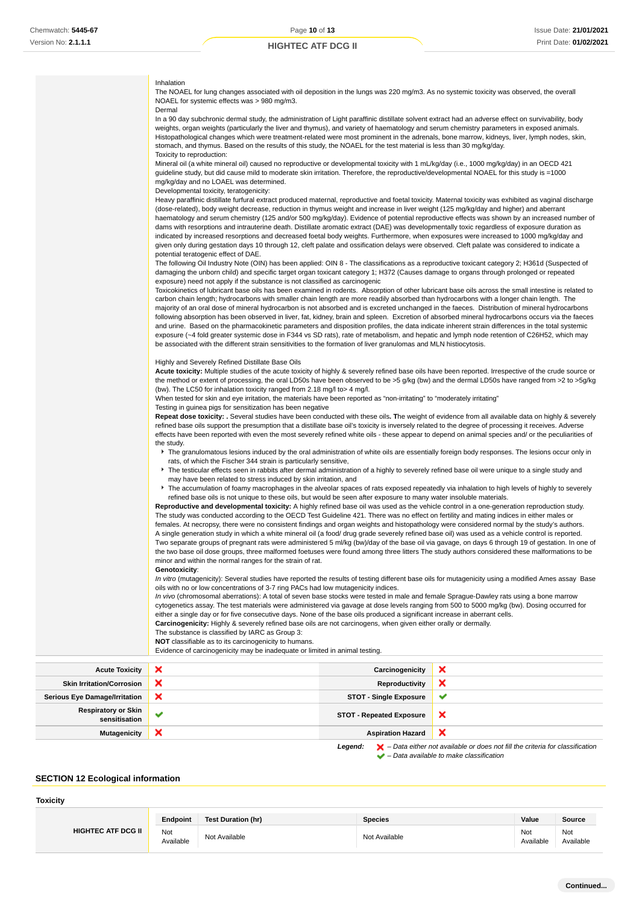Inhalation
The NOAEL for lung changes associated with oil deposition in the lungs was 220 mg/m3. As no systemic toxicity was observed, the overall NOAEL for systemic effects was > 980 mg/m3.
Dermal
In a 90 day subchronic dermal study, the administration of Light paraffinic distillate solvent extract had an adverse effect on survivability, body weights, organ weights (particularly the liver and thymus), and variety of haematology and serum chemistry parameters in exposed animals. Histopathological changes which were treatment-related were most prominent in the adrenals, bone marrow, kidneys, liver, lymph nodes, skin, stomach, and thymus. Based on the results of this study, the NOAEL for the test material is less than 30 mg/kg/day.
Toxicity to reproduction:
Mineral oil (a white mineral oil) caused no reproductive or developmental toxicity with 1 mL/kg/day (i.e., 1000 mg/kg/day) in an OECD 421 guideline study, but did cause mild to moderate skin irritation. Therefore, the reproductive/developmental NOAEL for this study is =1000 mg/kg/day and no LOAEL was determined.
Developmental toxicity, teratogenicity:
Heavy paraffinic distillate furfural extract produced maternal, reproductive and foetal toxicity. Maternal toxicity was exhibited as vaginal discharge (dose-related), body weight decrease, reduction in thymus weight and increase in liver weight (125 mg/kg/day and higher) and aberrant haematology and serum chemistry (125 and/or 500 mg/kg/day). Evidence of potential reproductive effects was shown by an increased number of dams with resorptions and intrauterine death. Distillate aromatic extract (DAE) was developmentally toxic regardless of exposure duration as indicated by increased resorptions and decreased foetal body weights. Furthermore, when exposures were increased to 1000 mg/kg/day and given only during gestation days 10 through 12, cleft palate and ossification delays were observed. Cleft palate was considered to indicate a potential teratogenic effect of DAE.
The following Oil Industry Note (OIN) has been applied: OIN 8 - The classifications as a reproductive toxicant category 2; H361d (Suspected of damaging the unborn child) and specific target organ toxicant category 1; H372 (Causes damage to organs through prolonged or repeated exposure) need not apply if the substance is not classified as carcinogenic
Toxicokinetics of lubricant base oils has been examined in rodents. Absorption of other lubricant base oils across the small intestine is related to carbon chain length; hydrocarbons with smaller chain length are more readily absorbed than hydrocarbons with a longer chain length. The majority of an oral dose of mineral hydrocarbon is not absorbed and is excreted unchanged in the faeces. Distribution of mineral hydrocarbons following absorption has been observed in liver, fat, kidney, brain and spleen. Excretion of absorbed mineral hydrocarbons occurs via the faeces and urine. Based on the pharmacokinetic parameters and disposition profiles, the data indicate inherent strain differences in the total systemic exposure (~4 fold greater systemic dose in F344 vs SD rats), rate of metabolism, and hepatic and lymph node retention of C26H52, which may be associated with the different strain sensitivities to the formation of liver granulomas and MLN histiocytosis.

Highly and Severely Refined Distillate Base Oils
**Acute toxicity:** Multiple studies of the acute toxicity of highly & severely refined base oils have been reported. Irrespective of the crude source or the method or extent of processing, the oral LD50s have been observed to be >5 g/kg (bw) and the dermal LD50s have ranged from >2 to >5g/kg (bw). The LC50 for inhalation toxicity ranged from 2.18 mg/l to> 4 mg/l.
When tested for skin and eye irritation, the materials have been reported as "non-irritating" to "moderately irritating"
Testing in guinea pigs for sensitization has been negative
**Repeat dose toxicity: .** Several studies have been conducted with these oils. **T**he weight of evidence from all available data on highly & severely refined base oils support the presumption that a distillate base oil's toxicity is inversely related to the degree of processing it receives. Adverse effects have been reported with even the most severely refined white oils - these appear to depend on animal species and/ or the peculiarities of the study.

- The granulomatous lesions induced by the oral administration of white oils are essentially foreign body responses. The lesions occur only in rats, of which the Fischer 344 strain is particularly sensitive,
- The testicular effects seen in rabbits after dermal administration of a highly to severely refined base oil were unique to a single study and may have been related to stress induced by skin irritation, and
- The accumulation of foamy macrophages in the alveolar spaces of rats exposed repeatedly via inhalation to high levels of highly to severely refined base oils is not unique to these oils, but would be seen after exposure to many water insoluble materials.

**Reproductive and developmental toxicity:** A highly refined base oil was used as the vehicle control in a one-generation reproduction study. The study was conducted according to the OECD Test Guideline 421. There was no effect on fertility and mating indices in either males or females. At necropsy, there were no consistent findings and organ weights and histopathology were considered normal by the study's authors.
A single generation study in which a white mineral oil (a food/ drug grade severely refined base oil) was used as a vehicle control is reported. Two separate groups of pregnant rats were administered 5 ml/kg (bw)/day of the base oil via gavage, on days 6 through 19 of gestation. In one of the two base oil dose groups, three malformed foetuses were found among three litters The study authors considered these malformations to be minor and within the normal ranges for the strain of rat.
**Genotoxicity**:
*In vitro* (mutagenicity): Several studies have reported the results of testing different base oils for mutagenicity using a modified Ames assay Base oils with no or low concentrations of 3-7 ring PACs had low mutagenicity indices.
*In vivo* (chromosomal aberrations): A total of seven base stocks were tested in male and female Sprague-Dawley rats using a bone marrow cytogenetics assay. The test materials were administered via gavage at dose levels ranging from 500 to 5000 mg/kg (bw). Dosing occurred for either a single day or for five consecutive days. None of the base oils produced a significant increase in aberrant cells.
**Carcinogenicity:** Highly & severely refined base oils are not carcinogens, when given either orally or dermally.
The substance is classified by IARC as Group 3:
**NOT** classifiable as to its carcinogenicity to humans.
Evidence of carcinogenicity may be inadequate or limited in animal testing.

| | | | |
|---|---|---|---|
| **Acute Toxicity** | ✘ | **Carcinogenicity** | ✘ |
| **Skin Irritation/Corrosion** | ✘ | **Reproductivity** | ✘ |
| **Serious Eye Damage/Irritation** | ✘ | **STOT - Single Exposure** | ✔ |
| **Respiratory or Skin sensitisation** | ✔ | **STOT - Repeated Exposure** | ✘ |
| **Mutagenicity** | ✘ | **Aspiration Hazard** | ✘ |

***Legend:*** *✘ – Data either not available or does not fill the criteria for classification*
*✔ – Data available to make classification*

## SECTION 12 Ecological information

### Toxicity

| | Endpoint | Test Duration (hr) | Species | Value | Source |
|---|---|---|---|---|---|
| **HIGHTEC ATF DCG II** | Not Available | Not Available | Not Available | Not Available | Not Available |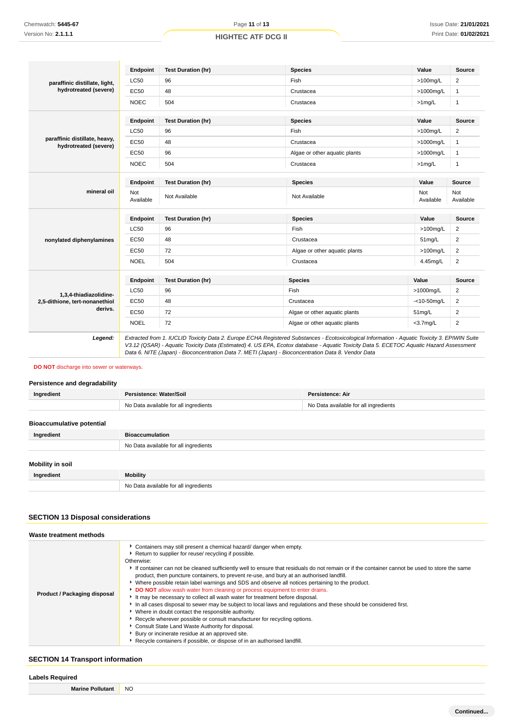| | Endpoint | Test Duration (hr) | Species | Value | Source |
|---|---|---|---|---|---|
| **paraffinic distillate, light, hydrotreated (severe)** | LC50 | 96 | Fish | >100mg/L | 2 |
| | EC50 | 48 | Crustacea | >1000mg/L | 1 |
| | NOEC | 504 | Crustacea | >1mg/L | 1 |

| | Endpoint | Test Duration (hr) | Species | Value | Source |
|---|---|---|---|---|---|
| **paraffinic distillate, heavy, hydrotreated (severe)** | LC50 | 96 | Fish | >100mg/L | 2 |
| | EC50 | 48 | Crustacea | >1000mg/L | 1 |
| | EC50 | 96 | Algae or other aquatic plants | >1000mg/L | 1 |
| | NOEC | 504 | Crustacea | >1mg/L | 1 |

| | Endpoint | Test Duration (hr) | Species | Value | Source |
|---|---|---|---|---|---|
| **mineral oil** | Not Available | Not Available | Not Available | Not Available | Not Available |

| | Endpoint | Test Duration (hr) | Species | Value | Source |
|---|---|---|---|---|---|
| **nonylated diphenylamines** | LC50 | 96 | Fish | >100mg/L | 2 |
| | EC50 | 48 | Crustacea | 51mg/L | 2 |
| | EC50 | 72 | Algae or other aquatic plants | >100mg/L | 2 |
| | NOEL | 504 | Crustacea | 4.45mg/L | 2 |

| | Endpoint | Test Duration (hr) | Species | Value | Source |
|---|---|---|---|---|---|
| **1,3,4-thiadiazolidine-2,5-dithione, tert-nonanethiol derivs.** | LC50 | 96 | Fish | >1000mg/L | 2 |
| | EC50 | 48 | Crustacea | -<10-50mg/L | 2 |
| | EC50 | 72 | Algae or other aquatic plants | 51mg/L | 2 |
| | NOEL | 72 | Algae or other aquatic plants | <3.7mg/L | 2 |

| | |
|---|---|
| ***Legend:*** | *Extracted from 1. IUCLID Toxicity Data 2. Europe ECHA Registered Substances - Ecotoxicological Information - Aquatic Toxicity 3. EPIWIN Suite V3.12 (QSAR) - Aquatic Toxicity Data (Estimated) 4. US EPA, Ecotox database - Aquatic Toxicity Data 5. ECETOC Aquatic Hazard Assessment Data 6. NITE (Japan) - Bioconcentration Data 7. METI (Japan) - Bioconcentration Data 8. Vendor Data* |

**DO NOT** discharge into sewer or waterways.

### Persistence and degradability

| Ingredient | Persistence: Water/Soil | Persistence: Air |
|---|---|---|
| | No Data available for all ingredients | No Data available for all ingredients |

### Bioaccumulative potential

| Ingredient | Bioaccumulation |
|---|---|
| | No Data available for all ingredients |

### Mobility in soil

| Ingredient | Mobility |
|---|---|
| | No Data available for all ingredients |

## SECTION 13 Disposal considerations

### Waste treatment methods

**Product / Packaging disposal**

- Containers may still present a chemical hazard/ danger when empty.
- Return to supplier for reuse/ recycling if possible.

Otherwise:

- If container can not be cleaned sufficiently well to ensure that residuals do not remain or if the container cannot be used to store the same product, then puncture containers, to prevent re-use, and bury at an authorised landfill.
- Where possible retain label warnings and SDS and observe all notices pertaining to the product.
- **DO NOT** allow wash water from cleaning or process equipment to enter drains.
- It may be necessary to collect all wash water for treatment before disposal.
- In all cases disposal to sewer may be subject to local laws and regulations and these should be considered first.
- Where in doubt contact the responsible authority.
- Recycle wherever possible or consult manufacturer for recycling options.
- Consult State Land Waste Authority for disposal.
- Bury or incinerate residue at an approved site.
- Recycle containers if possible, or dispose of in an authorised landfill.

## SECTION 14 Transport information

### Labels Required

| | |
|---|---|
| **Marine Pollutant** | NO |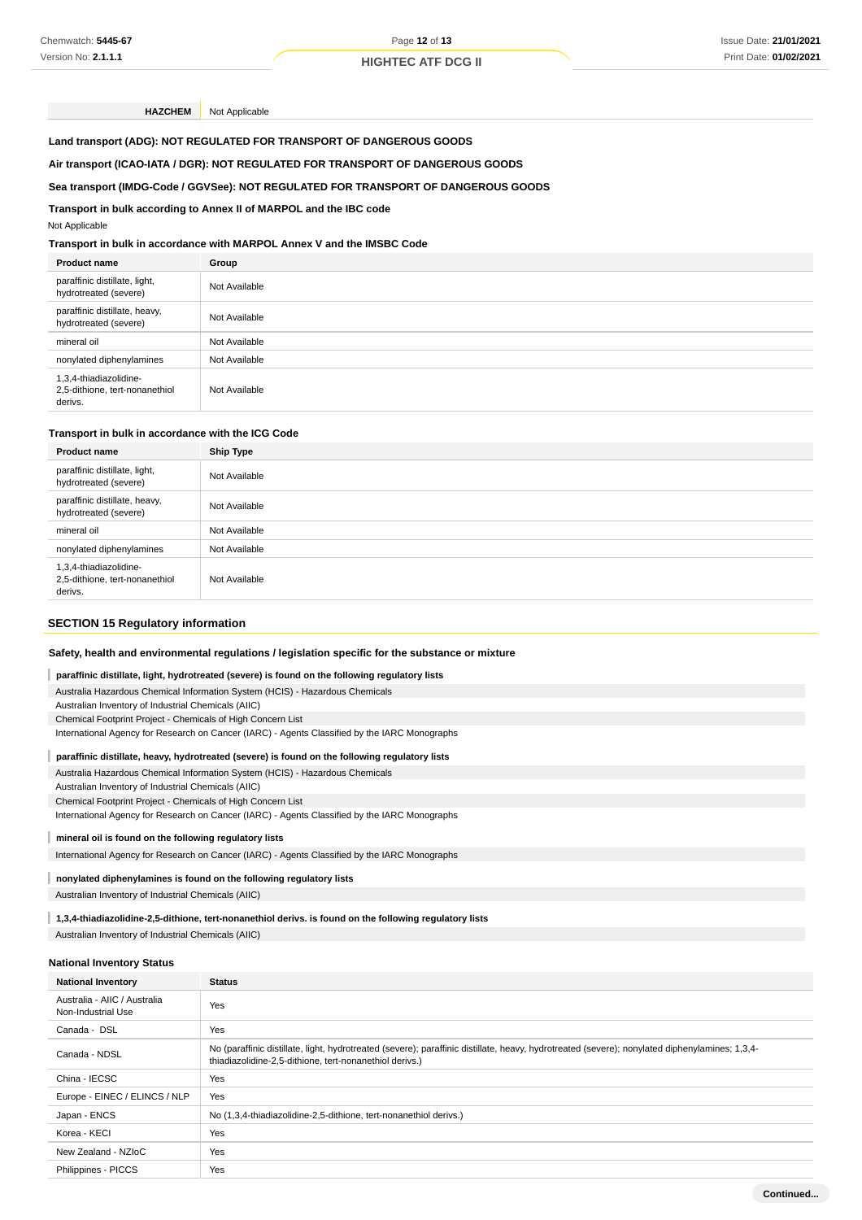| HAZCHEM | Not Applicable |
|---|---|

**Land transport (ADG): NOT REGULATED FOR TRANSPORT OF DANGEROUS GOODS**

**Air transport (ICAO-IATA / DGR): NOT REGULATED FOR TRANSPORT OF DANGEROUS GOODS**

**Sea transport (IMDG-Code / GGVSee): NOT REGULATED FOR TRANSPORT OF DANGEROUS GOODS**

**Transport in bulk according to Annex II of MARPOL and the IBC code**

Not Applicable

**Transport in bulk in accordance with MARPOL Annex V and the IMSBC Code**

| Product name | Group |
|---|---|
| paraffinic distillate, light, hydrotreated (severe) | Not Available |
| paraffinic distillate, heavy, hydrotreated (severe) | Not Available |
| mineral oil | Not Available |
| nonylated diphenylamines | Not Available |
| 1,3,4-thiadiazolidine-2,5-dithione, tert-nonanethiol derivs. | Not Available |

**Transport in bulk in accordance with the ICG Code**

| Product name | Ship Type |
|---|---|
| paraffinic distillate, light, hydrotreated (severe) | Not Available |
| paraffinic distillate, heavy, hydrotreated (severe) | Not Available |
| mineral oil | Not Available |
| nonylated diphenylamines | Not Available |
| 1,3,4-thiadiazolidine-2,5-dithione, tert-nonanethiol derivs. | Not Available |

## SECTION 15 Regulatory information

### Safety, health and environmental regulations / legislation specific for the substance or mixture

**paraffinic distillate, light, hydrotreated (severe) is found on the following regulatory lists**

Australia Hazardous Chemical Information System (HCIS) - Hazardous Chemicals
Australian Inventory of Industrial Chemicals (AIIC)
Chemical Footprint Project - Chemicals of High Concern List
International Agency for Research on Cancer (IARC) - Agents Classified by the IARC Monographs

**paraffinic distillate, heavy, hydrotreated (severe) is found on the following regulatory lists**

Australia Hazardous Chemical Information System (HCIS) - Hazardous Chemicals
Australian Inventory of Industrial Chemicals (AIIC)
Chemical Footprint Project - Chemicals of High Concern List
International Agency for Research on Cancer (IARC) - Agents Classified by the IARC Monographs

**mineral oil is found on the following regulatory lists**

International Agency for Research on Cancer (IARC) - Agents Classified by the IARC Monographs

**nonylated diphenylamines is found on the following regulatory lists**

Australian Inventory of Industrial Chemicals (AIIC)

**1,3,4-thiadiazolidine-2,5-dithione, tert-nonanethiol derivs. is found on the following regulatory lists**

Australian Inventory of Industrial Chemicals (AIIC)

### National Inventory Status

| National Inventory | Status |
|---|---|
| Australia - AIIC / Australia Non-Industrial Use | Yes |
| Canada - DSL | Yes |
| Canada - NDSL | No (paraffinic distillate, light, hydrotreated (severe); paraffinic distillate, heavy, hydrotreated (severe); nonylated diphenylamines; 1,3,4-thiadiazolidine-2,5-dithione, tert-nonanethiol derivs.) |
| China - IECSC | Yes |
| Europe - EINEC / ELINCS / NLP | Yes |
| Japan - ENCS | No (1,3,4-thiadiazolidine-2,5-dithione, tert-nonanethiol derivs.) |
| Korea - KECI | Yes |
| New Zealand - NZIoC | Yes |
| Philippines - PICCS | Yes |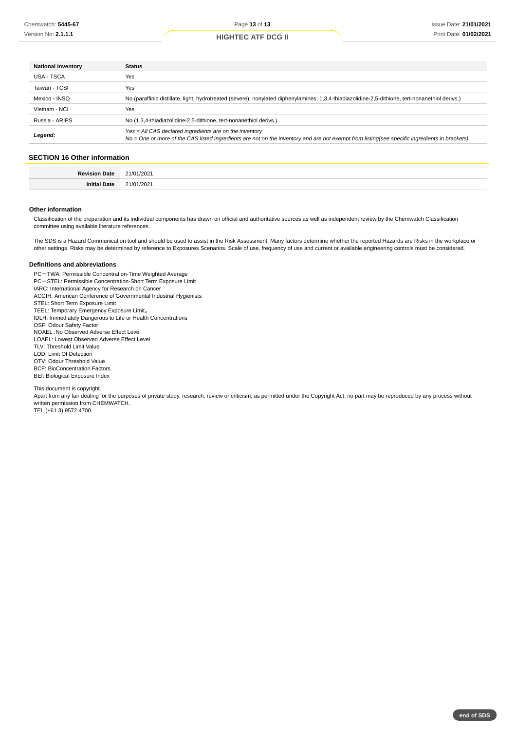| National Inventory | Status |
| --- | --- |
| USA - TSCA | Yes |
| Taiwan - TCSI | Yes |
| Mexico - INSQ | No (paraffinic distillate, light, hydrotreated (severe); nonylated diphenylamines; 1,3,4-thiadiazolidine-2,5-dithione, tert-nonanethiol derivs.) |
| Vietnam - NCI | Yes |
| Russia - ARIPS | No (1,3,4-thiadiazolidine-2,5-dithione, tert-nonanethiol derivs.) |
| ***Legend:*** | *Yes = All CAS declared ingredients are on the inventory*<br>*No = One or more of the CAS listed ingredients are not on the inventory and are not exempt from listing(see specific ingredients in brackets)* |

## SECTION 16 Other information

| | |
| --- | --- |
| **Revision Date** | 21/01/2021 |
| **Initial Date** | 21/01/2021 |

### Other information

Classification of the preparation and its individual components has drawn on official and authoritative sources as well as independent review by the Chemwatch Classification committee using available literature references.

The SDS is a Hazard Communication tool and should be used to assist in the Risk Assessment. Many factors determine whether the reported Hazards are Risks in the workplace or other settings. Risks may be determined by reference to Exposures Scenarios. Scale of use, frequency of use and current or available engineering controls must be considered.

### Definitions and abbreviations

PC－TWA: Permissible Concentration-Time Weighted Average
PC－STEL: Permissible Concentration-Short Term Exposure Limit
IARC: International Agency for Research on Cancer
ACGIH: American Conference of Governmental Industrial Hygienists
STEL: Short Term Exposure Limit
TEEL: Temporary Emergency Exposure Limit。
IDLH: Immediately Dangerous to Life or Health Concentrations
OSF: Odour Safety Factor
NOAEL :No Observed Adverse Effect Level
LOAEL: Lowest Observed Adverse Effect Level
TLV: Threshold Limit Value
LOD: Limit Of Detection
OTV: Odour Threshold Value
BCF: BioConcentration Factors
BEI: Biological Exposure Index

This document is copyright.
Apart from any fair dealing for the purposes of private study, research, review or criticism, as permitted under the Copyright Act, no part may be reproduced by any process without written permission from CHEMWATCH.
TEL (+61 3) 9572 4700.

**end of SDS**